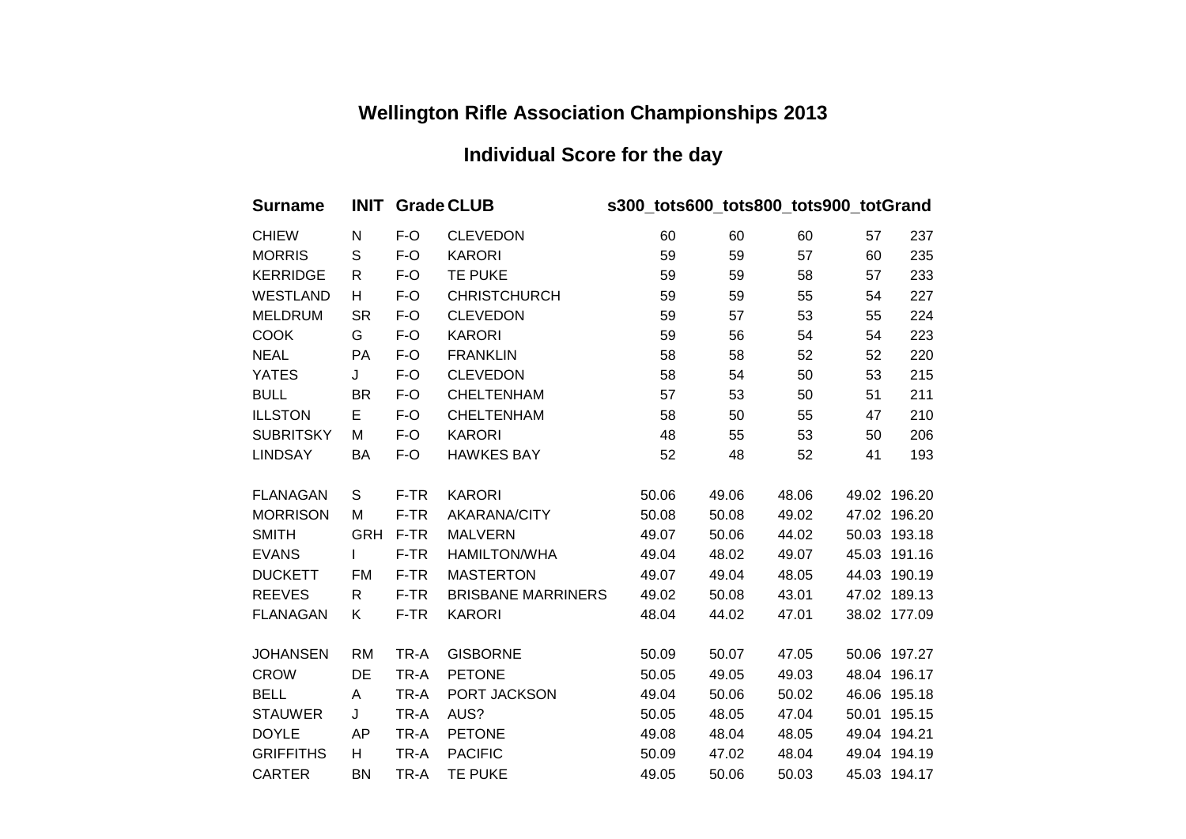# Wellington Rifle Association Championships 2013

## Individual Score for the day

| Surname | INIT | Grade | CLUB | s300_tot | s600_tot | s800_tot | s900_tot | Grand |
|---|---|---|---|---|---|---|---|---|
| CHIEW | N | F-O | CLEVEDON | 60 | 60 | 60 | 57 | 237 |
| MORRIS | S | F-O | KARORI | 59 | 59 | 57 | 60 | 235 |
| KERRIDGE | R | F-O | TE PUKE | 59 | 59 | 58 | 57 | 233 |
| WESTLAND | H | F-O | CHRISTCHURCH | 59 | 59 | 55 | 54 | 227 |
| MELDRUM | SR | F-O | CLEVEDON | 59 | 57 | 53 | 55 | 224 |
| COOK | G | F-O | KARORI | 59 | 56 | 54 | 54 | 223 |
| NEAL | PA | F-O | FRANKLIN | 58 | 58 | 52 | 52 | 220 |
| YATES | J | F-O | CLEVEDON | 58 | 54 | 50 | 53 | 215 |
| BULL | BR | F-O | CHELTENHAM | 57 | 53 | 50 | 51 | 211 |
| ILLSTON | E | F-O | CHELTENHAM | 58 | 50 | 55 | 47 | 210 |
| SUBRITSKY | M | F-O | KARORI | 48 | 55 | 53 | 50 | 206 |
| LINDSAY | BA | F-O | HAWKES BAY | 52 | 48 | 52 | 41 | 193 |
| | | | | | | | | |
| FLANAGAN | S | F-TR | KARORI | 50.06 | 49.06 | 48.06 | 49.02 | 196.20 |
| MORRISON | M | F-TR | AKARANA/CITY | 50.08 | 50.08 | 49.02 | 47.02 | 196.20 |
| SMITH | GRH | F-TR | MALVERN | 49.07 | 50.06 | 44.02 | 50.03 | 193.18 |
| EVANS | I | F-TR | HAMILTON/WHA | 49.04 | 48.02 | 49.07 | 45.03 | 191.16 |
| DUCKETT | FM | F-TR | MASTERTON | 49.07 | 49.04 | 48.05 | 44.03 | 190.19 |
| REEVES | R | F-TR | BRISBANE MARRINERS | 49.02 | 50.08 | 43.01 | 47.02 | 189.13 |
| FLANAGAN | K | F-TR | KARORI | 48.04 | 44.02 | 47.01 | 38.02 | 177.09 |
| | | | | | | | | |
| JOHANSEN | RM | TR-A | GISBORNE | 50.09 | 50.07 | 47.05 | 50.06 | 197.27 |
| CROW | DE | TR-A | PETONE | 50.05 | 49.05 | 49.03 | 48.04 | 196.17 |
| BELL | A | TR-A | PORT JACKSON | 49.04 | 50.06 | 50.02 | 46.06 | 195.18 |
| STAUWER | J | TR-A | AUS? | 50.05 | 48.05 | 47.04 | 50.01 | 195.15 |
| DOYLE | AP | TR-A | PETONE | 49.08 | 48.04 | 48.05 | 49.04 | 194.21 |
| GRIFFITHS | H | TR-A | PACIFIC | 50.09 | 47.02 | 48.04 | 49.04 | 194.19 |
| CARTER | BN | TR-A | TE PUKE | 49.05 | 50.06 | 50.03 | 45.03 | 194.17 |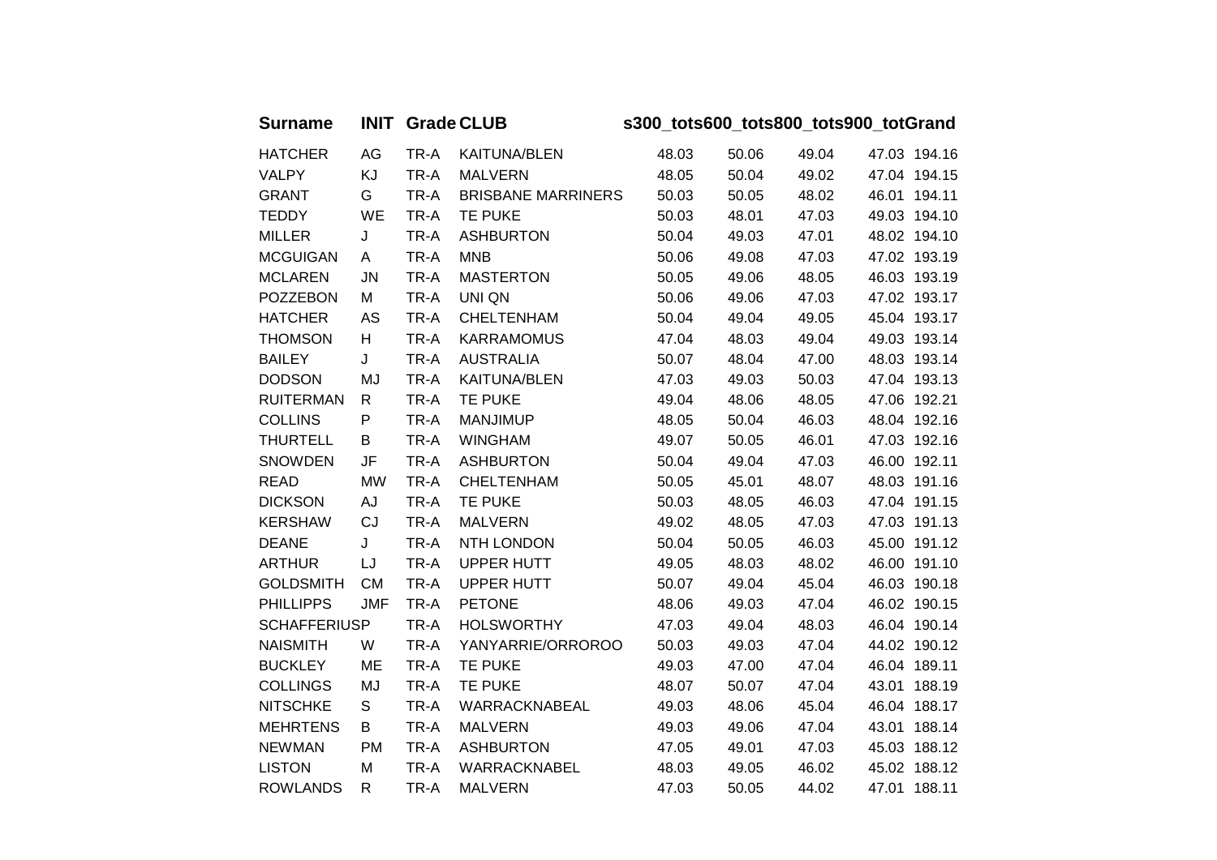| Surname | INIT | Grade | CLUB | s300_tot | s600_tot | s800_tot | s900_tot | Grand |
|---|---|---|---|---|---|---|---|---|
| HATCHER | AG | TR-A | KAITUNA/BLEN | 48.03 | 50.06 | 49.04 | 47.03 | 194.16 |
| VALPY | KJ | TR-A | MALVERN | 48.05 | 50.04 | 49.02 | 47.04 | 194.15 |
| GRANT | G | TR-A | BRISBANE MARRINERS | 50.03 | 50.05 | 48.02 | 46.01 | 194.11 |
| TEDDY | WE | TR-A | TE PUKE | 50.03 | 48.01 | 47.03 | 49.03 | 194.10 |
| MILLER | J | TR-A | ASHBURTON | 50.04 | 49.03 | 47.01 | 48.02 | 194.10 |
| MCGUIGAN | A | TR-A | MNB | 50.06 | 49.08 | 47.03 | 47.02 | 193.19 |
| MCLAREN | JN | TR-A | MASTERTON | 50.05 | 49.06 | 48.05 | 46.03 | 193.19 |
| POZZEBON | M | TR-A | UNI QN | 50.06 | 49.06 | 47.03 | 47.02 | 193.17 |
| HATCHER | AS | TR-A | CHELTENHAM | 50.04 | 49.04 | 49.05 | 45.04 | 193.17 |
| THOMSON | H | TR-A | KARRAMOMUS | 47.04 | 48.03 | 49.04 | 49.03 | 193.14 |
| BAILEY | J | TR-A | AUSTRALIA | 50.07 | 48.04 | 47.00 | 48.03 | 193.14 |
| DODSON | MJ | TR-A | KAITUNA/BLEN | 47.03 | 49.03 | 50.03 | 47.04 | 193.13 |
| RUITERMAN | R | TR-A | TE PUKE | 49.04 | 48.06 | 48.05 | 47.06 | 192.21 |
| COLLINS | P | TR-A | MANJIMUP | 48.05 | 50.04 | 46.03 | 48.04 | 192.16 |
| THURTELL | B | TR-A | WINGHAM | 49.07 | 50.05 | 46.01 | 47.03 | 192.16 |
| SNOWDEN | JF | TR-A | ASHBURTON | 50.04 | 49.04 | 47.03 | 46.00 | 192.11 |
| READ | MW | TR-A | CHELTENHAM | 50.05 | 45.01 | 48.07 | 48.03 | 191.16 |
| DICKSON | AJ | TR-A | TE PUKE | 50.03 | 48.05 | 46.03 | 47.04 | 191.15 |
| KERSHAW | CJ | TR-A | MALVERN | 49.02 | 48.05 | 47.03 | 47.03 | 191.13 |
| DEANE | J | TR-A | NTH LONDON | 50.04 | 50.05 | 46.03 | 45.00 | 191.12 |
| ARTHUR | LJ | TR-A | UPPER HUTT | 49.05 | 48.03 | 48.02 | 46.00 | 191.10 |
| GOLDSMITH | CM | TR-A | UPPER HUTT | 50.07 | 49.04 | 45.04 | 46.03 | 190.18 |
| PHILLIPPS | JMF | TR-A | PETONE | 48.06 | 49.03 | 47.04 | 46.02 | 190.15 |
| SCHAFFERIUS | P | TR-A | HOLSWORTHY | 47.03 | 49.04 | 48.03 | 46.04 | 190.14 |
| NAISMITH | W | TR-A | YANYARRIE/ORROROO | 50.03 | 49.03 | 47.04 | 44.02 | 190.12 |
| BUCKLEY | ME | TR-A | TE PUKE | 49.03 | 47.00 | 47.04 | 46.04 | 189.11 |
| COLLINGS | MJ | TR-A | TE PUKE | 48.07 | 50.07 | 47.04 | 43.01 | 188.19 |
| NITSCHKE | S | TR-A | WARRACKNABEAL | 49.03 | 48.06 | 45.04 | 46.04 | 188.17 |
| MEHRTENS | B | TR-A | MALVERN | 49.03 | 49.06 | 47.04 | 43.01 | 188.14 |
| NEWMAN | PM | TR-A | ASHBURTON | 47.05 | 49.01 | 47.03 | 45.03 | 188.12 |
| LISTON | M | TR-A | WARRACKNABEL | 48.03 | 49.05 | 46.02 | 45.02 | 188.12 |
| ROWLANDS | R | TR-A | MALVERN | 47.03 | 50.05 | 44.02 | 47.01 | 188.11 |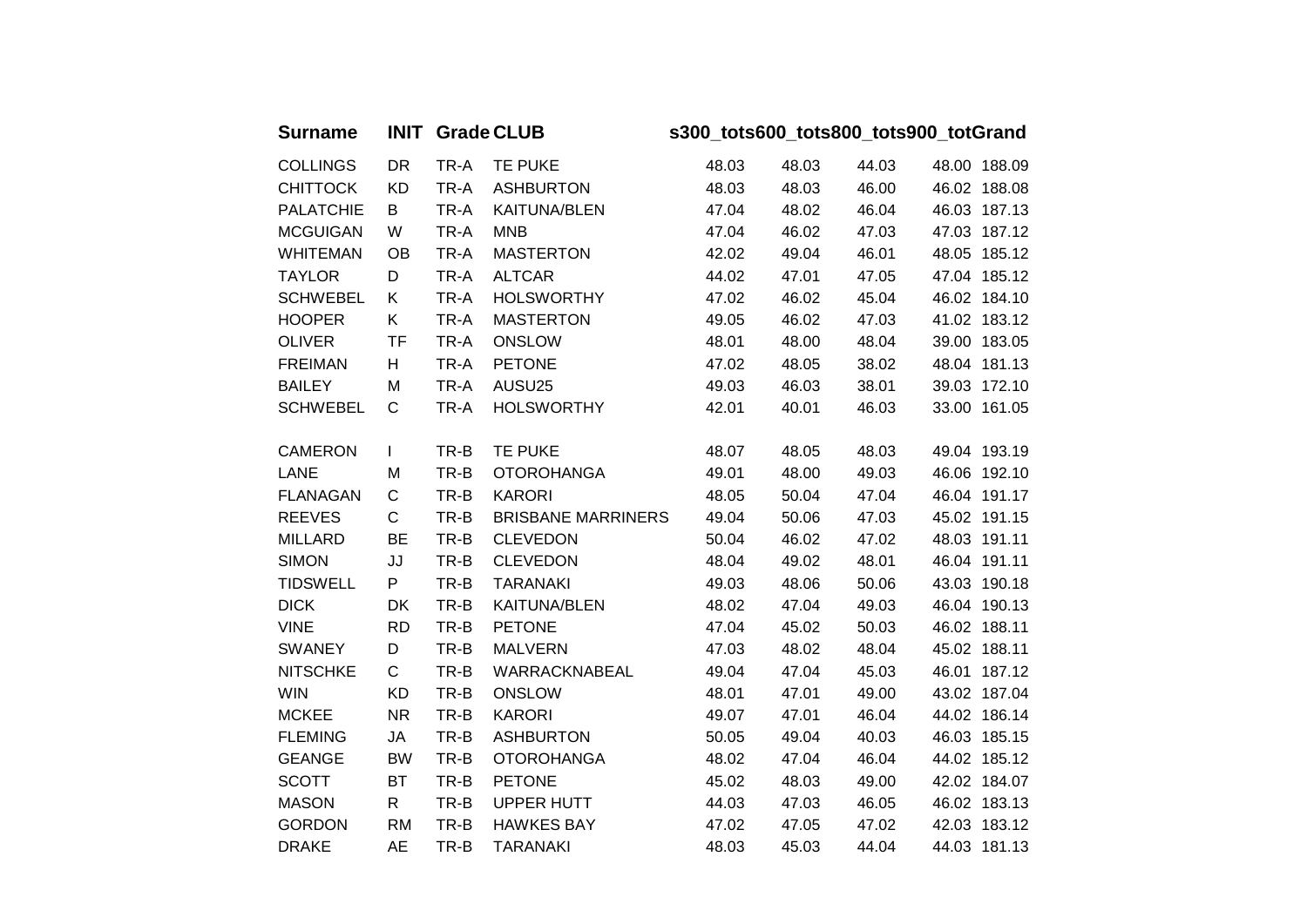| Surname | INIT | Grade | CLUB | s300_tot | s600_tot | s800_tot | s900_tot | Grand |
|---|---|---|---|---|---|---|---|---|
| COLLINGS | DR | TR-A | TE PUKE | 48.03 | 48.03 | 44.03 | 48.00 | 188.09 |
| CHITTOCK | KD | TR-A | ASHBURTON | 48.03 | 48.03 | 46.00 | 46.02 | 188.08 |
| PALATCHIE | B | TR-A | KAITUNA/BLEN | 47.04 | 48.02 | 46.04 | 46.03 | 187.13 |
| MCGUIGAN | W | TR-A | MNB | 47.04 | 46.02 | 47.03 | 47.03 | 187.12 |
| WHITEMAN | OB | TR-A | MASTERTON | 42.02 | 49.04 | 46.01 | 48.05 | 185.12 |
| TAYLOR | D | TR-A | ALTCAR | 44.02 | 47.01 | 47.05 | 47.04 | 185.12 |
| SCHWEBEL | K | TR-A | HOLSWORTHY | 47.02 | 46.02 | 45.04 | 46.02 | 184.10 |
| HOOPER | K | TR-A | MASTERTON | 49.05 | 46.02 | 47.03 | 41.02 | 183.12 |
| OLIVER | TF | TR-A | ONSLOW | 48.01 | 48.00 | 48.04 | 39.00 | 183.05 |
| FREIMAN | H | TR-A | PETONE | 47.02 | 48.05 | 38.02 | 48.04 | 181.13 |
| BAILEY | M | TR-A | AUSU25 | 49.03 | 46.03 | 38.01 | 39.03 | 172.10 |
| SCHWEBEL | C | TR-A | HOLSWORTHY | 42.01 | 40.01 | 46.03 | 33.00 | 161.05 |
| | | | | | | | | |
| CAMERON | I | TR-B | TE PUKE | 48.07 | 48.05 | 48.03 | 49.04 | 193.19 |
| LANE | M | TR-B | OTOROHANGA | 49.01 | 48.00 | 49.03 | 46.06 | 192.10 |
| FLANAGAN | C | TR-B | KARORI | 48.05 | 50.04 | 47.04 | 46.04 | 191.17 |
| REEVES | C | TR-B | BRISBANE MARRINERS | 49.04 | 50.06 | 47.03 | 45.02 | 191.15 |
| MILLARD | BE | TR-B | CLEVEDON | 50.04 | 46.02 | 47.02 | 48.03 | 191.11 |
| SIMON | JJ | TR-B | CLEVEDON | 48.04 | 49.02 | 48.01 | 46.04 | 191.11 |
| TIDSWELL | P | TR-B | TARANAKI | 49.03 | 48.06 | 50.06 | 43.03 | 190.18 |
| DICK | DK | TR-B | KAITUNA/BLEN | 48.02 | 47.04 | 49.03 | 46.04 | 190.13 |
| VINE | RD | TR-B | PETONE | 47.04 | 45.02 | 50.03 | 46.02 | 188.11 |
| SWANEY | D | TR-B | MALVERN | 47.03 | 48.02 | 48.04 | 45.02 | 188.11 |
| NITSCHKE | C | TR-B | WARRACKNABEAL | 49.04 | 47.04 | 45.03 | 46.01 | 187.12 |
| WIN | KD | TR-B | ONSLOW | 48.01 | 47.01 | 49.00 | 43.02 | 187.04 |
| MCKEE | NR | TR-B | KARORI | 49.07 | 47.01 | 46.04 | 44.02 | 186.14 |
| FLEMING | JA | TR-B | ASHBURTON | 50.05 | 49.04 | 40.03 | 46.03 | 185.15 |
| GEANGE | BW | TR-B | OTOROHANGA | 48.02 | 47.04 | 46.04 | 44.02 | 185.12 |
| SCOTT | BT | TR-B | PETONE | 45.02 | 48.03 | 49.00 | 42.02 | 184.07 |
| MASON | R | TR-B | UPPER HUTT | 44.03 | 47.03 | 46.05 | 46.02 | 183.13 |
| GORDON | RM | TR-B | HAWKES BAY | 47.02 | 47.05 | 47.02 | 42.03 | 183.12 |
| DRAKE | AE | TR-B | TARANAKI | 48.03 | 45.03 | 44.04 | 44.03 | 181.13 |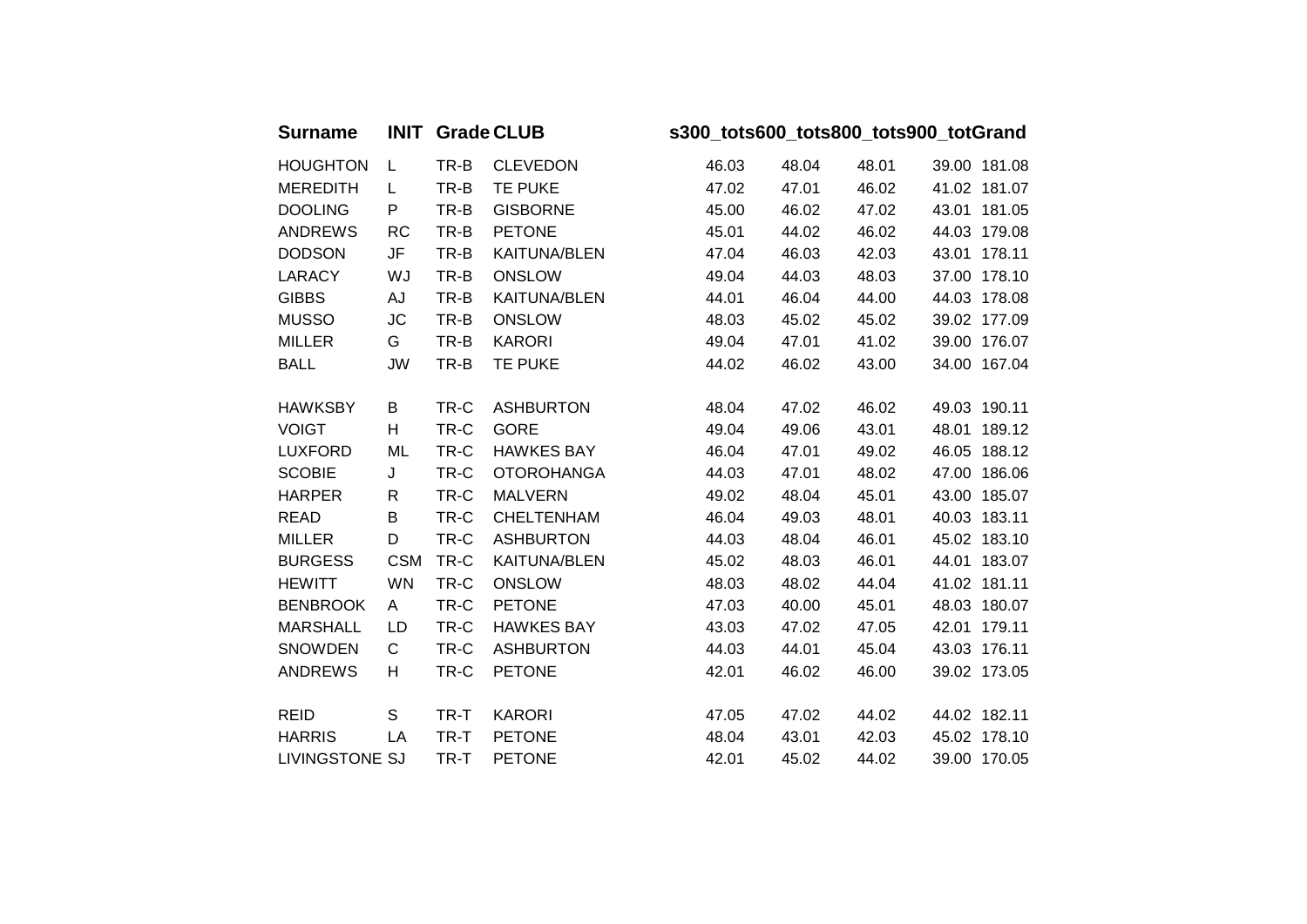| Surname | INIT | Grade | CLUB | s300_tot | s600_tot | s800_tot | s900_tot | Grand |
|---|---|---|---|---|---|---|---|---|
| HOUGHTON | L | TR-B | CLEVEDON | 46.03 | 48.04 | 48.01 | 39.00 | 181.08 |
| MEREDITH | L | TR-B | TE PUKE | 47.02 | 47.01 | 46.02 | 41.02 | 181.07 |
| DOOLING | P | TR-B | GISBORNE | 45.00 | 46.02 | 47.02 | 43.01 | 181.05 |
| ANDREWS | RC | TR-B | PETONE | 45.01 | 44.02 | 46.02 | 44.03 | 179.08 |
| DODSON | JF | TR-B | KAITUNA/BLEN | 47.04 | 46.03 | 42.03 | 43.01 | 178.11 |
| LARACY | WJ | TR-B | ONSLOW | 49.04 | 44.03 | 48.03 | 37.00 | 178.10 |
| GIBBS | AJ | TR-B | KAITUNA/BLEN | 44.01 | 46.04 | 44.00 | 44.03 | 178.08 |
| MUSSO | JC | TR-B | ONSLOW | 48.03 | 45.02 | 45.02 | 39.02 | 177.09 |
| MILLER | G | TR-B | KARORI | 49.04 | 47.01 | 41.02 | 39.00 | 176.07 |
| BALL | JW | TR-B | TE PUKE | 44.02 | 46.02 | 43.00 | 34.00 | 167.04 |
| | | | | | | | | |
| HAWKSBY | B | TR-C | ASHBURTON | 48.04 | 47.02 | 46.02 | 49.03 | 190.11 |
| VOIGT | H | TR-C | GORE | 49.04 | 49.06 | 43.01 | 48.01 | 189.12 |
| LUXFORD | ML | TR-C | HAWKES BAY | 46.04 | 47.01 | 49.02 | 46.05 | 188.12 |
| SCOBIE | J | TR-C | OTOROHANGA | 44.03 | 47.01 | 48.02 | 47.00 | 186.06 |
| HARPER | R | TR-C | MALVERN | 49.02 | 48.04 | 45.01 | 43.00 | 185.07 |
| READ | B | TR-C | CHELTENHAM | 46.04 | 49.03 | 48.01 | 40.03 | 183.11 |
| MILLER | D | TR-C | ASHBURTON | 44.03 | 48.04 | 46.01 | 45.02 | 183.10 |
| BURGESS | CSM | TR-C | KAITUNA/BLEN | 45.02 | 48.03 | 46.01 | 44.01 | 183.07 |
| HEWITT | WN | TR-C | ONSLOW | 48.03 | 48.02 | 44.04 | 41.02 | 181.11 |
| BENBROOK | A | TR-C | PETONE | 47.03 | 40.00 | 45.01 | 48.03 | 180.07 |
| MARSHALL | LD | TR-C | HAWKES BAY | 43.03 | 47.02 | 47.05 | 42.01 | 179.11 |
| SNOWDEN | C | TR-C | ASHBURTON | 44.03 | 44.01 | 45.04 | 43.03 | 176.11 |
| ANDREWS | H | TR-C | PETONE | 42.01 | 46.02 | 46.00 | 39.02 | 173.05 |
| | | | | | | | | |
| REID | S | TR-T | KARORI | 47.05 | 47.02 | 44.02 | 44.02 | 182.11 |
| HARRIS | LA | TR-T | PETONE | 48.04 | 43.01 | 42.03 | 45.02 | 178.10 |
| LIVINGSTONE | SJ | TR-T | PETONE | 42.01 | 45.02 | 44.02 | 39.00 | 170.05 |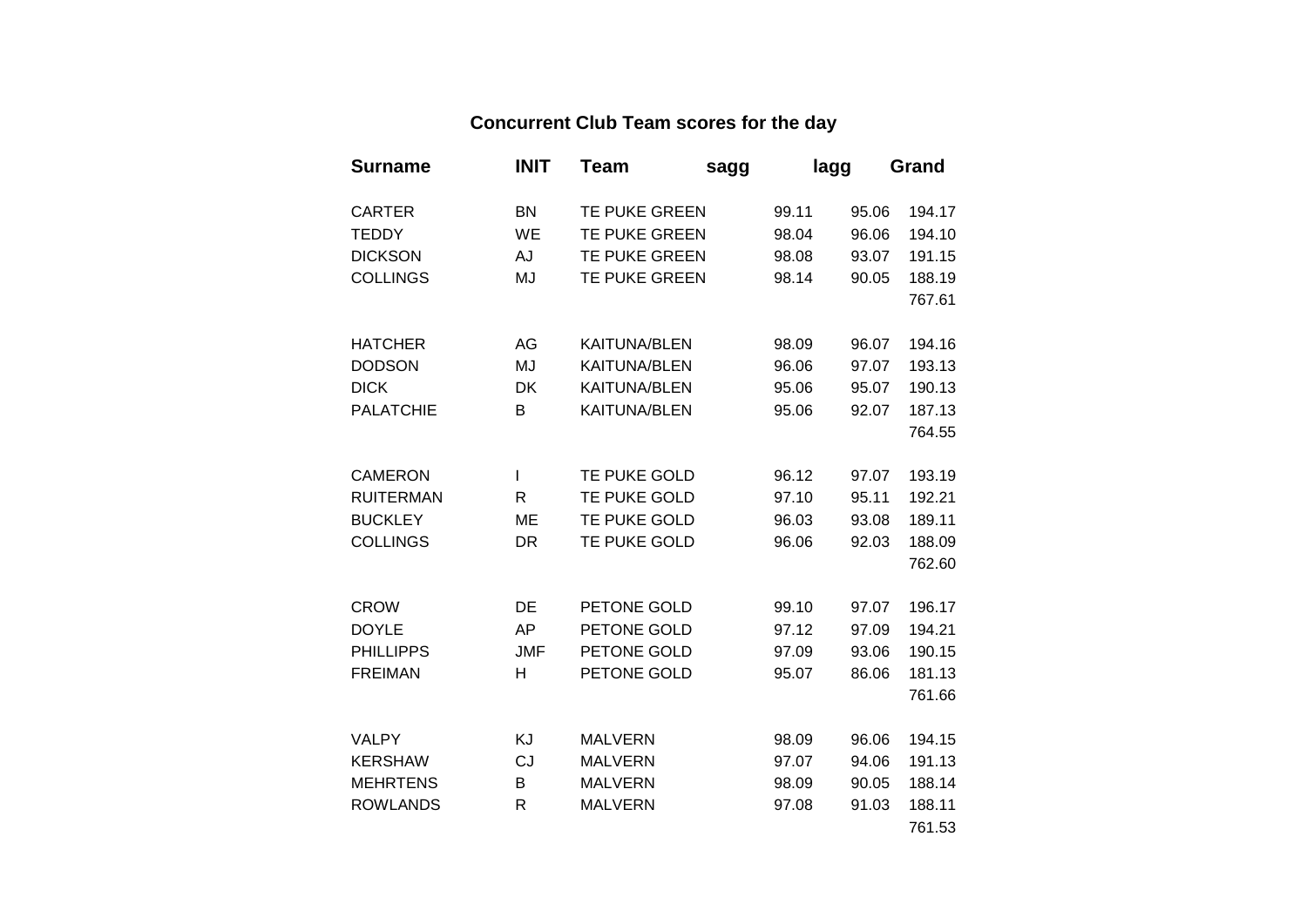## Concurrent Club Team scores for the day

| Surname | INIT | Team | sagg | lagg | Grand |
|---|---|---|---|---|---|
| CARTER | BN | TE PUKE GREEN | 99.11 | 95.06 | 194.17 |
| TEDDY | WE | TE PUKE GREEN | 98.04 | 96.06 | 194.10 |
| DICKSON | AJ | TE PUKE GREEN | 98.08 | 93.07 | 191.15 |
| COLLINGS | MJ | TE PUKE GREEN | 98.14 | 90.05 | 188.19 |
| | | | | | 767.61 |
| HATCHER | AG | KAITUNA/BLEN | 98.09 | 96.07 | 194.16 |
| DODSON | MJ | KAITUNA/BLEN | 96.06 | 97.07 | 193.13 |
| DICK | DK | KAITUNA/BLEN | 95.06 | 95.07 | 190.13 |
| PALATCHIE | B | KAITUNA/BLEN | 95.06 | 92.07 | 187.13 |
| | | | | | 764.55 |
| CAMERON | I | TE PUKE GOLD | 96.12 | 97.07 | 193.19 |
| RUITERMAN | R | TE PUKE GOLD | 97.10 | 95.11 | 192.21 |
| BUCKLEY | ME | TE PUKE GOLD | 96.03 | 93.08 | 189.11 |
| COLLINGS | DR | TE PUKE GOLD | 96.06 | 92.03 | 188.09 |
| | | | | | 762.60 |
| CROW | DE | PETONE GOLD | 99.10 | 97.07 | 196.17 |
| DOYLE | AP | PETONE GOLD | 97.12 | 97.09 | 194.21 |
| PHILLIPPS | JMF | PETONE GOLD | 97.09 | 93.06 | 190.15 |
| FREIMAN | H | PETONE GOLD | 95.07 | 86.06 | 181.13 |
| | | | | | 761.66 |
| VALPY | KJ | MALVERN | 98.09 | 96.06 | 194.15 |
| KERSHAW | CJ | MALVERN | 97.07 | 94.06 | 191.13 |
| MEHRTENS | B | MALVERN | 98.09 | 90.05 | 188.14 |
| ROWLANDS | R | MALVERN | 97.08 | 91.03 | 188.11 |
| | | | | | 761.53 |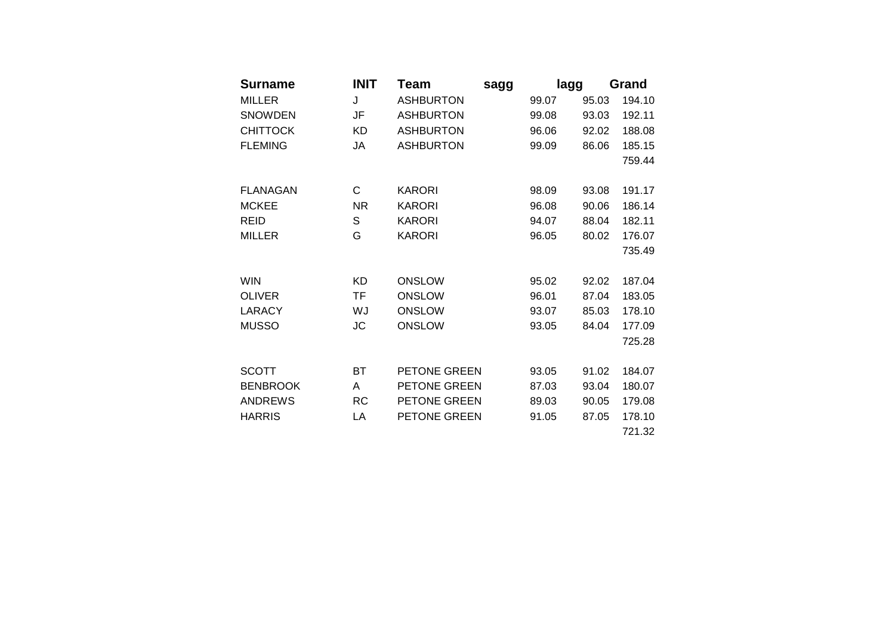| Surname | INIT | Team | sagg | lagg | Grand |
|---|---|---|---|---|---|
| MILLER | J | ASHBURTON | 99.07 | 95.03 | 194.10 |
| SNOWDEN | JF | ASHBURTON | 99.08 | 93.03 | 192.11 |
| CHITTOCK | KD | ASHBURTON | 96.06 | 92.02 | 188.08 |
| FLEMING | JA | ASHBURTON | 99.09 | 86.06 | 185.15 |
| | | | | | 759.44 |
| | | | | | |
| FLANAGAN | C | KARORI | 98.09 | 93.08 | 191.17 |
| MCKEE | NR | KARORI | 96.08 | 90.06 | 186.14 |
| REID | S | KARORI | 94.07 | 88.04 | 182.11 |
| MILLER | G | KARORI | 96.05 | 80.02 | 176.07 |
| | | | | | 735.49 |
| | | | | | |
| WIN | KD | ONSLOW | 95.02 | 92.02 | 187.04 |
| OLIVER | TF | ONSLOW | 96.01 | 87.04 | 183.05 |
| LARACY | WJ | ONSLOW | 93.07 | 85.03 | 178.10 |
| MUSSO | JC | ONSLOW | 93.05 | 84.04 | 177.09 |
| | | | | | 725.28 |
| | | | | | |
| SCOTT | BT | PETONE GREEN | 93.05 | 91.02 | 184.07 |
| BENBROOK | A | PETONE GREEN | 87.03 | 93.04 | 180.07 |
| ANDREWS | RC | PETONE GREEN | 89.03 | 90.05 | 179.08 |
| HARRIS | LA | PETONE GREEN | 91.05 | 87.05 | 178.10 |
| | | | | | 721.32 |